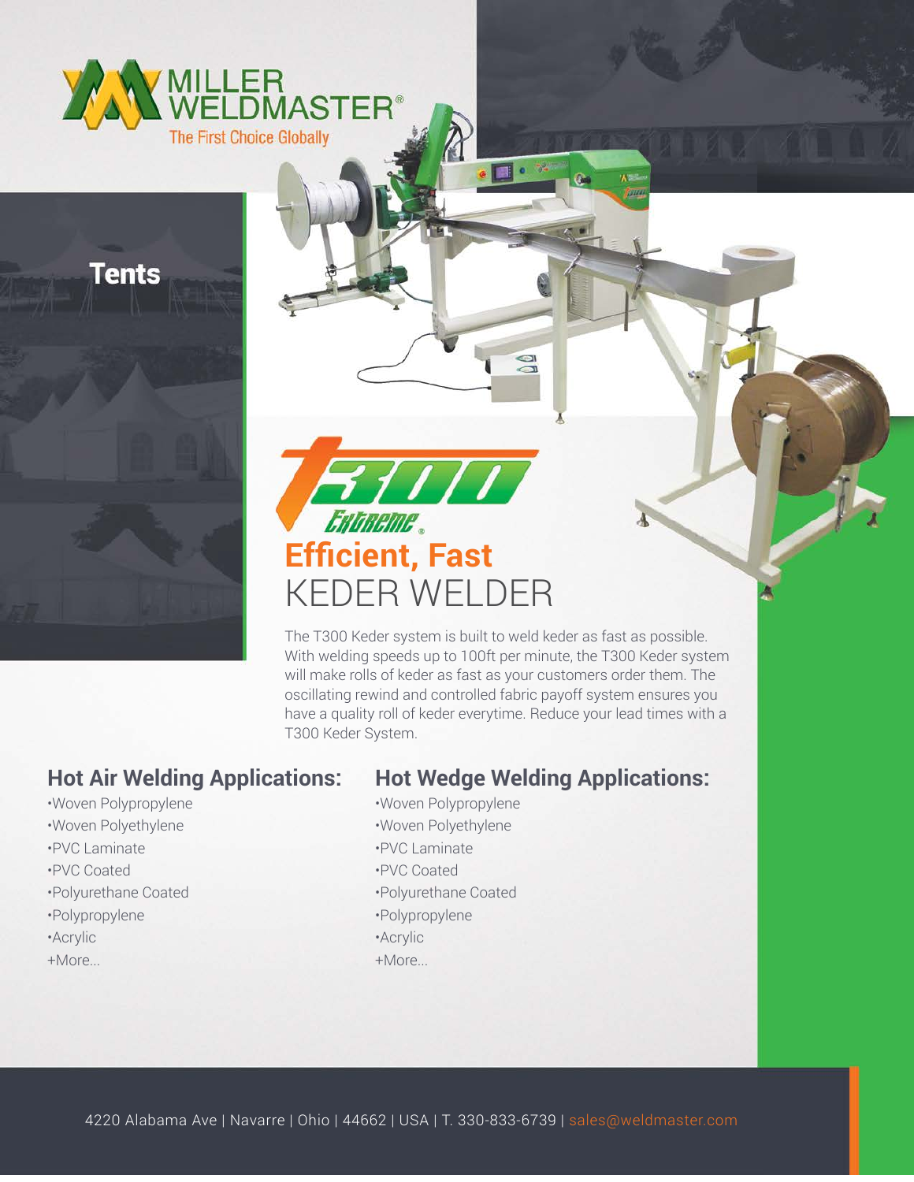MILLER WELDMASTER®

The First Choice Globally

Tents

T300 Extreme®

# Efficient, Fast KEDER WELDER

The T300 Keder system is built to weld keder as fast as possible. With welding speeds up to 100ft per minute, the T300 Keder system will make rolls of keder as fast as your customers order them. The oscillating rewind and controlled fabric payoff system ensures you have a quality roll of keder everytime. Reduce your lead times with a T300 Keder System.

## Hot Air Welding Applications:

•Woven Polypropylene
•Woven Polyethylene
•PVC Laminate
•PVC Coated
•Polyurethane Coated
•Polypropylene
•Acrylic
+More...

## Hot Wedge Welding Applications:

•Woven Polypropylene
•Woven Polyethylene
•PVC Laminate
•PVC Coated
•Polyurethane Coated
•Polypropylene
•Acrylic
+More...

4220 Alabama Ave | Navarre | Ohio | 44662 | USA | T. 330-833-6739 | sales@weldmaster.com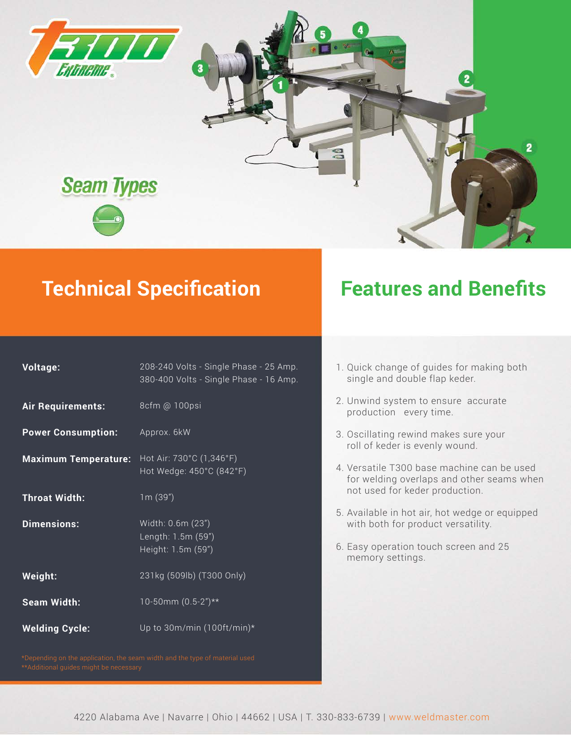T300 Extreme

## Seam Types

## Technical Specification

| | |
|---|---|
| **Voltage:** | 208-240 Volts - Single Phase - 25 Amp.<br>380-400 Volts - Single Phase - 16 Amp. |
| **Air Requirements:** | 8cfm @ 100psi |
| **Power Consumption:** | Approx. 6kW |
| **Maximum Temperature:** | Hot Air: 730°C (1,346°F)<br>Hot Wedge: 450°C (842°F) |
| **Throat Width:** | 1m (39") |
| **Dimensions:** | Width: 0.6m (23")<br>Length: 1.5m (59")<br>Height: 1.5m (59") |
| **Weight:** | 231kg (509lb) (T300 Only) |
| **Seam Width:** | 10-50mm (0.5-2")** |
| **Welding Cycle:** | Up to 30m/min (100ft/min)* |

*Depending on the application, the seam width and the type of material used
**Additional guides might be necessary

## Features and Benefits

1. Quick change of guides for making both single and double flap keder.
2. Unwind system to ensure accurate production every time.
3. Oscillating rewind makes sure your roll of keder is evenly wound.
4. Versatile T300 base machine can be used for welding overlaps and other seams when not used for keder production.
5. Available in hot air, hot wedge or equipped with both for product versatility.
6. Easy operation touch screen and 25 memory settings.

4220 Alabama Ave | Navarre | Ohio | 44662 | USA | T. 330-833-6739 | www.weldmaster.com